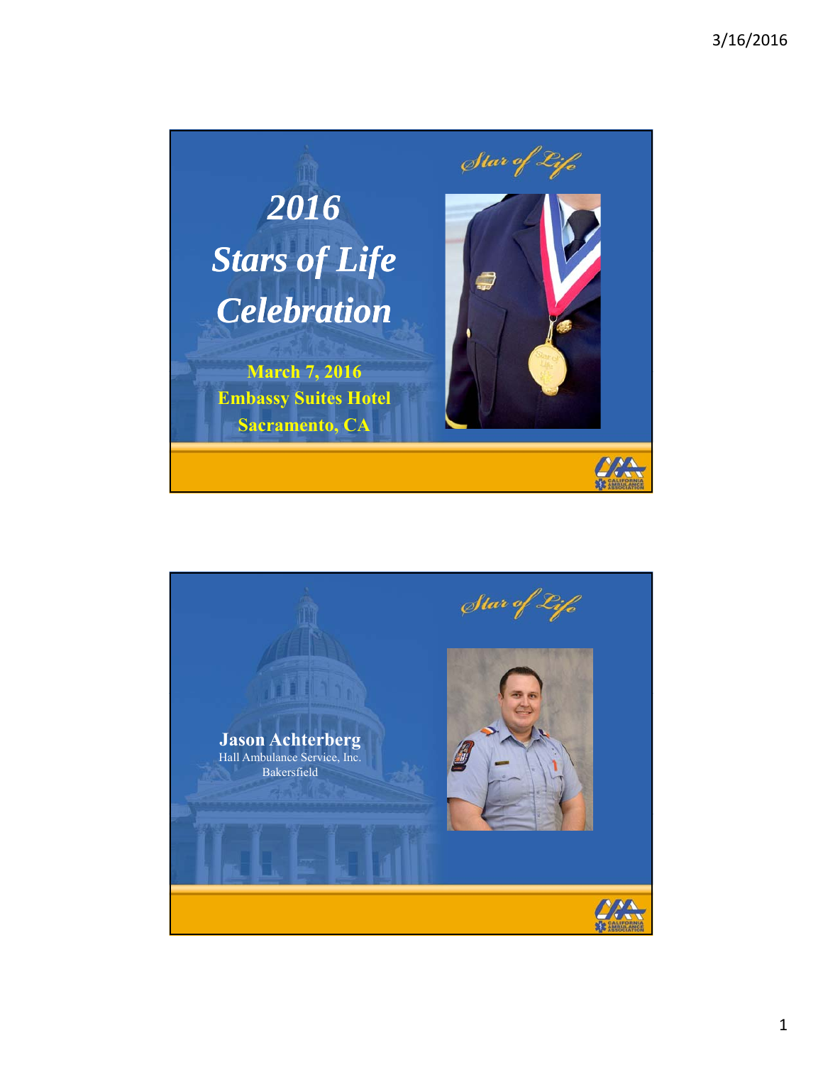# 2016 Stars of Life Celebration

Star of Life

**March 7, 2016**
**Embassy Suites Hotel**
**Sacramento, CA**

CALIFORNIA AMBULANCE ASSOCIATION

---

Star of Life

**Jason Achterberg**
Hall Ambulance Service, Inc.
Bakersfield

CALIFORNIA AMBULANCE ASSOCIATION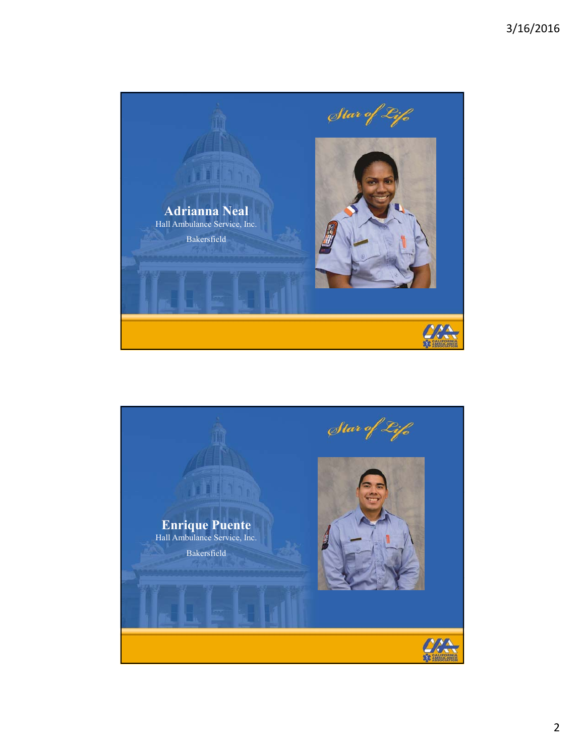Star of Life

**Adrianna Neal**

Hall Ambulance Service, Inc.

Bakersfield

Star of Life

**Enrique Puente**

Hall Ambulance Service, Inc.

Bakersfield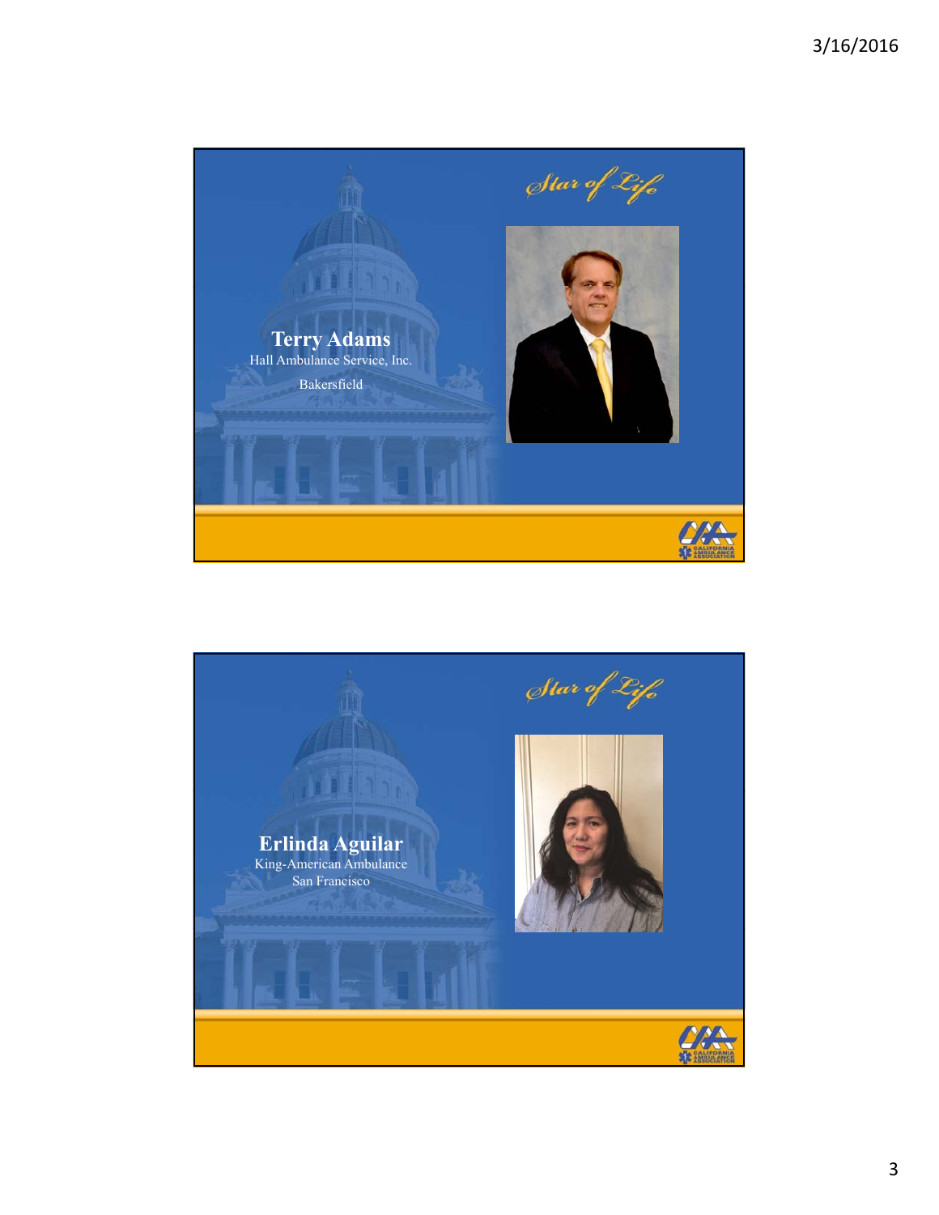Star of Life

**Terry Adams**
Hall Ambulance Service, Inc.
Bakersfield

Star of Life

**Erlinda Aguilar**
King-American Ambulance
San Francisco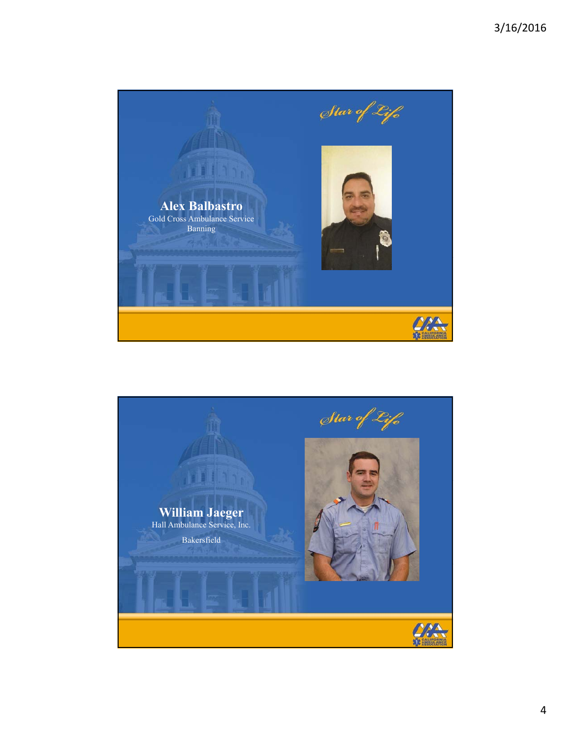Star of Life

**Alex Balbastro**
Gold Cross Ambulance Service
Banning

Star of Life

**William Jaeger**
Hall Ambulance Service, Inc.
Bakersfield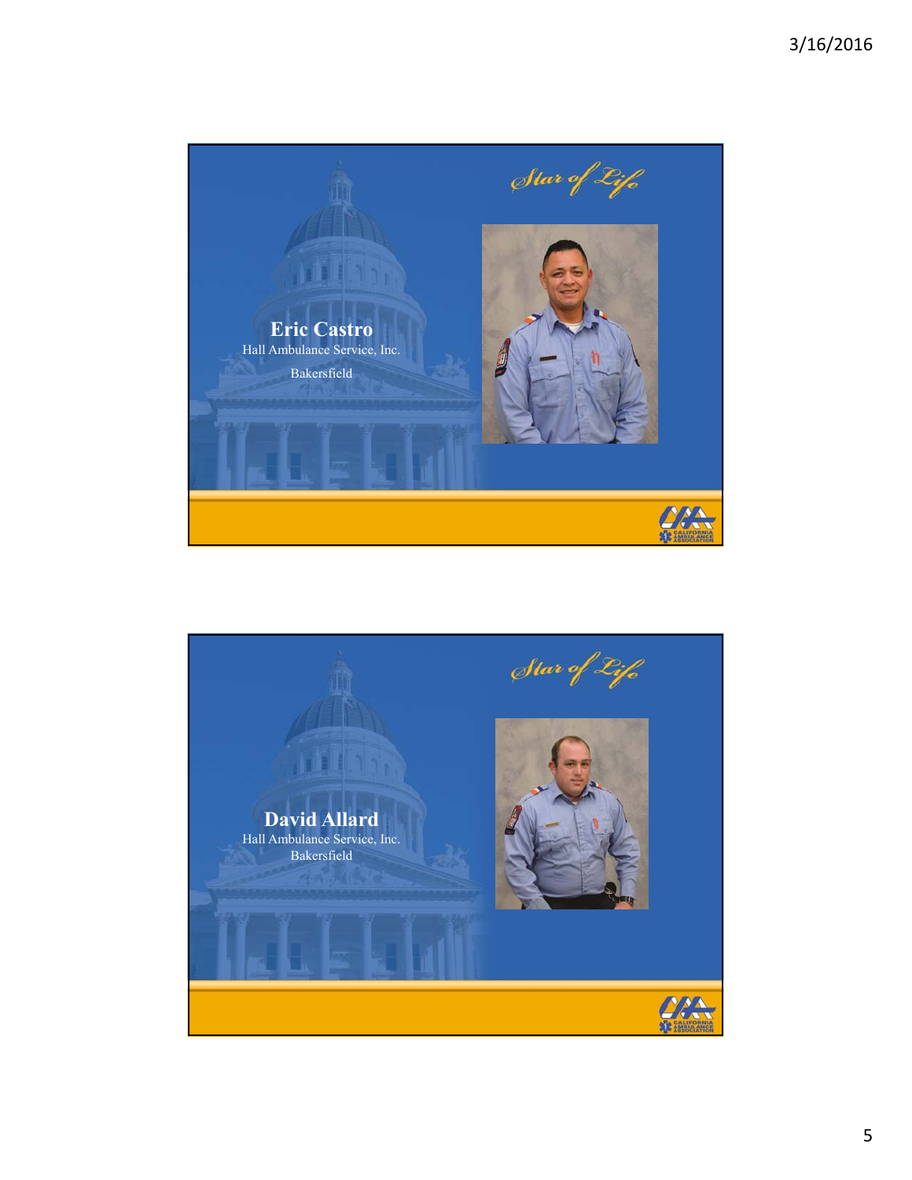## Star of Life

**Eric Castro**

Hall Ambulance Service, Inc.

Bakersfield

## Star of Life

**David Allard**

Hall Ambulance Service, Inc.

Bakersfield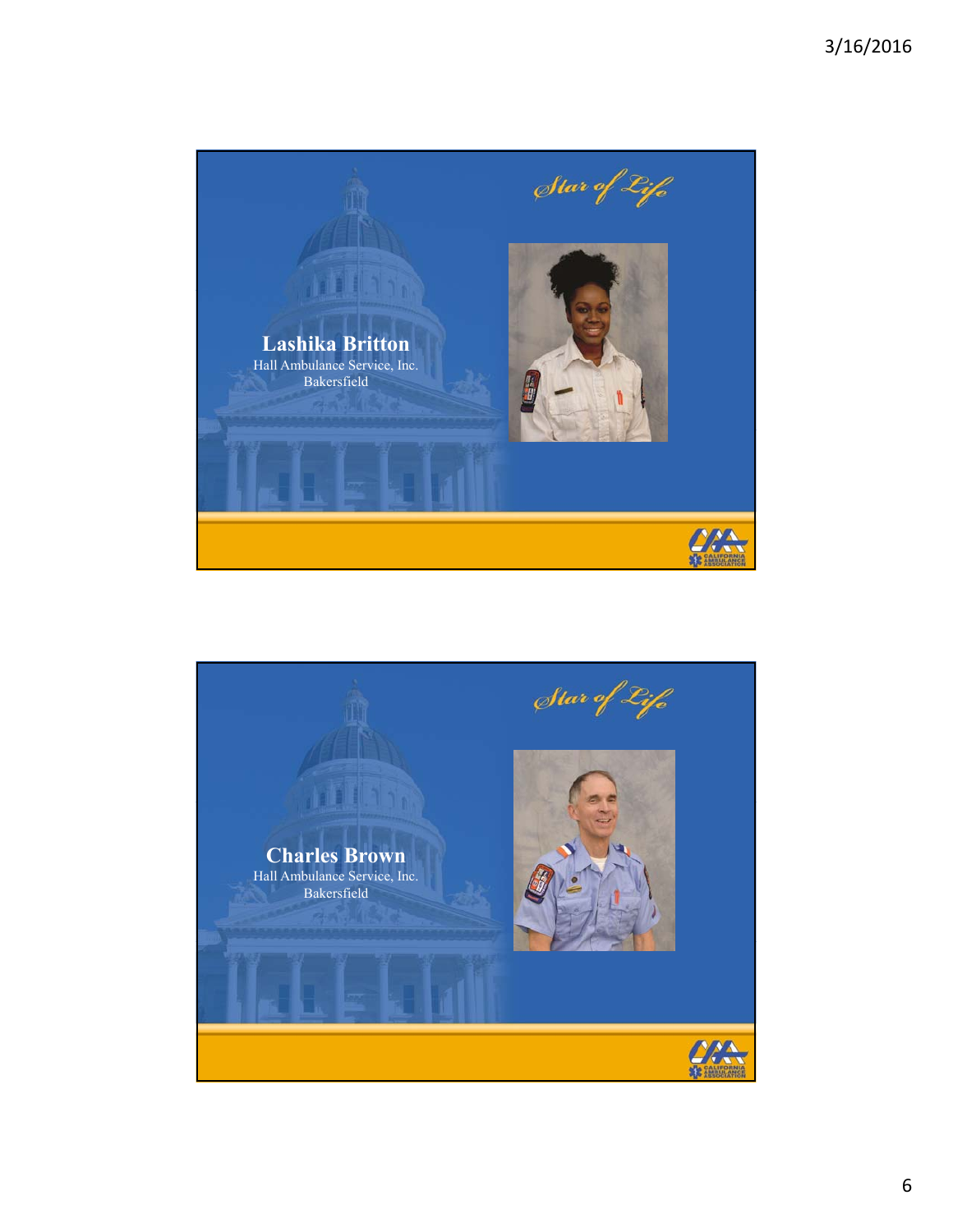*Star of Life*

**Lashika Britton**
Hall Ambulance Service, Inc.
Bakersfield

*Star of Life*

**Charles Brown**
Hall Ambulance Service, Inc.
Bakersfield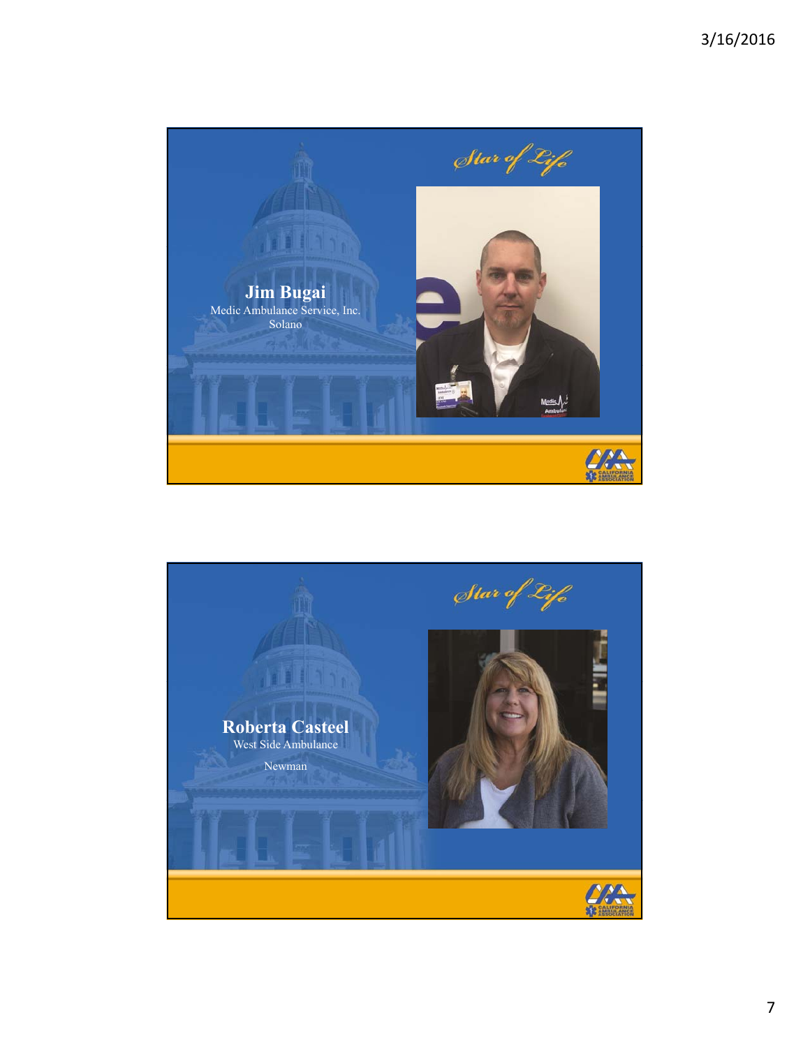Star of Life

**Jim Bugai**
Medic Ambulance Service, Inc.
Solano

Star of Life

**Roberta Casteel**
West Side Ambulance
Newman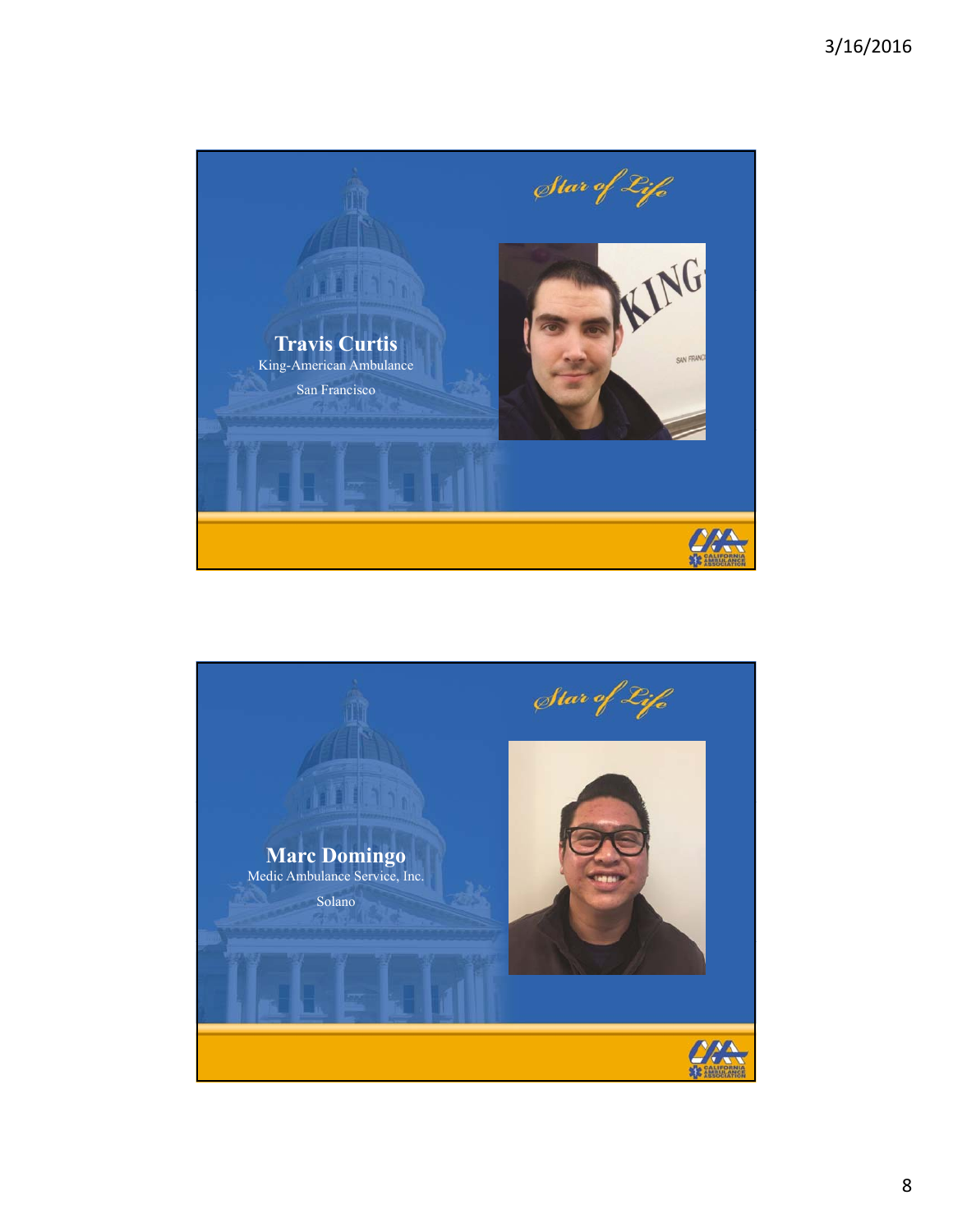Star of Life

**Travis Curtis**

King-American Ambulance

San Francisco

Star of Life

**Marc Domingo**

Medic Ambulance Service, Inc.

Solano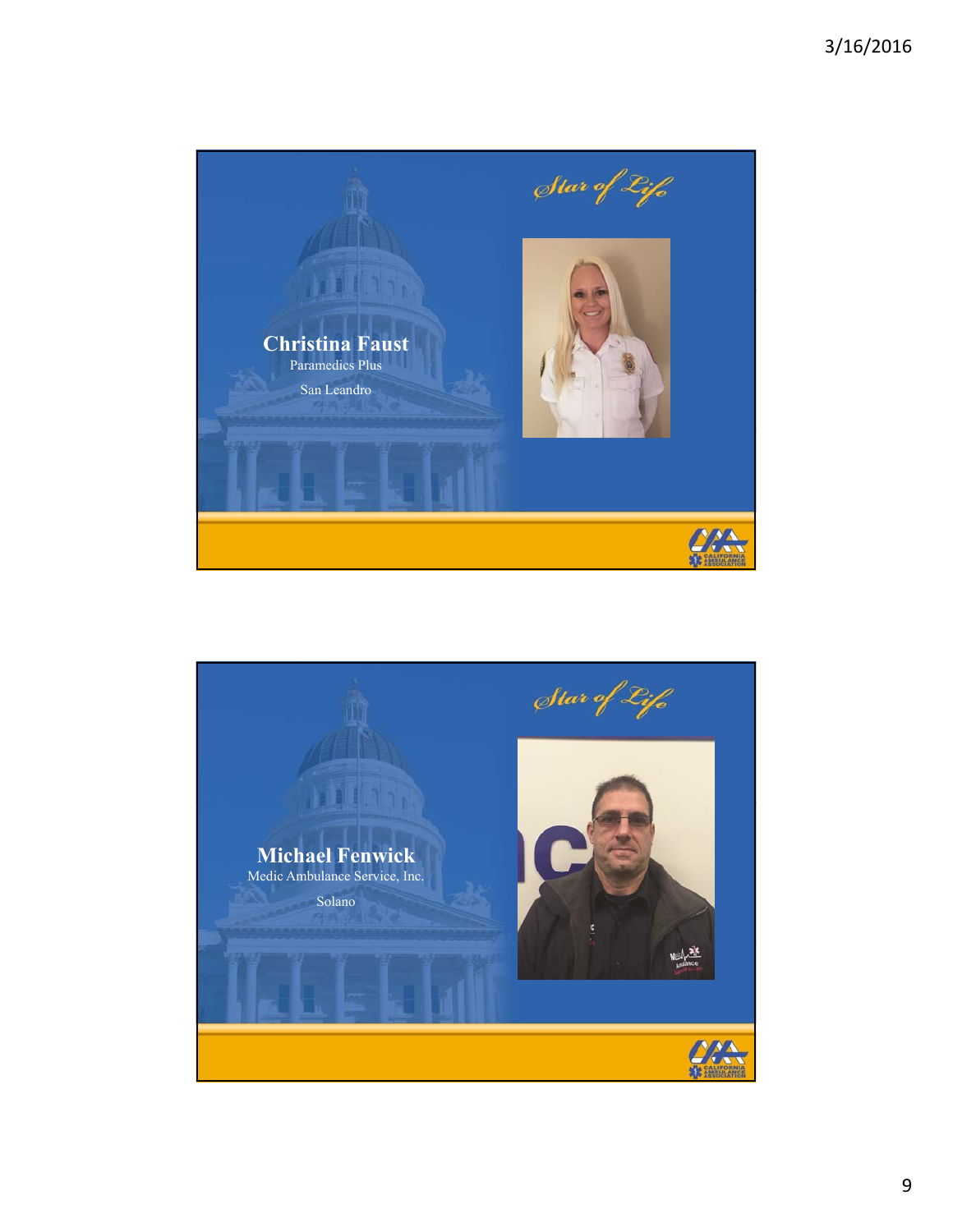## Star of Life

### Christina Faust

Paramedics Plus

San Leandro

## Star of Life

### Michael Fenwick

Medic Ambulance Service, Inc.

Solano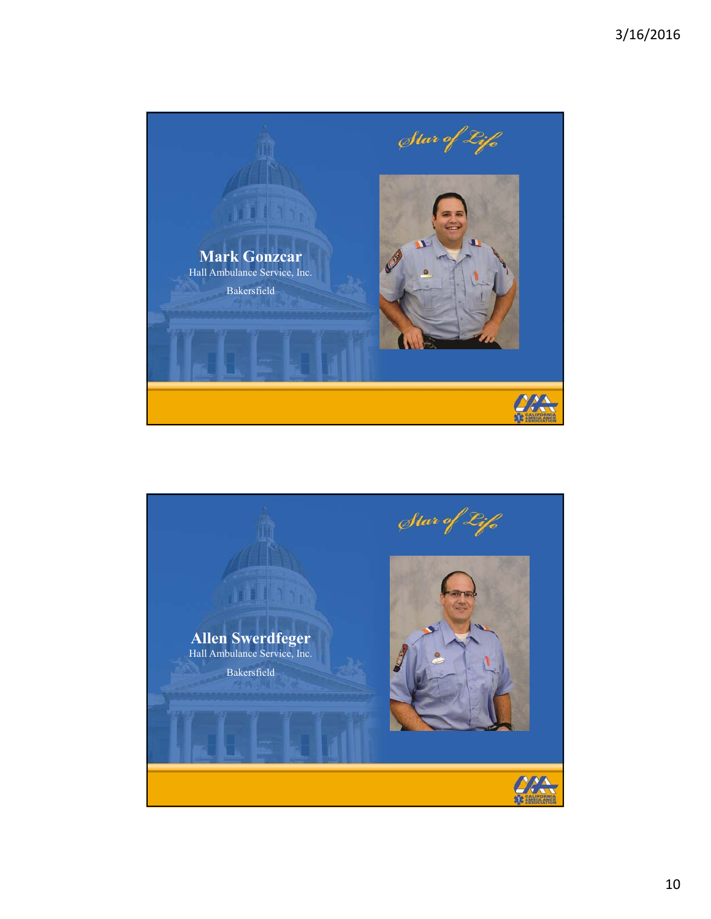*Star of Life*

**Mark Gonzcar**

Hall Ambulance Service, Inc.

Bakersfield

*Star of Life*

**Allen Swerdfeger**

Hall Ambulance Service, Inc.

Bakersfield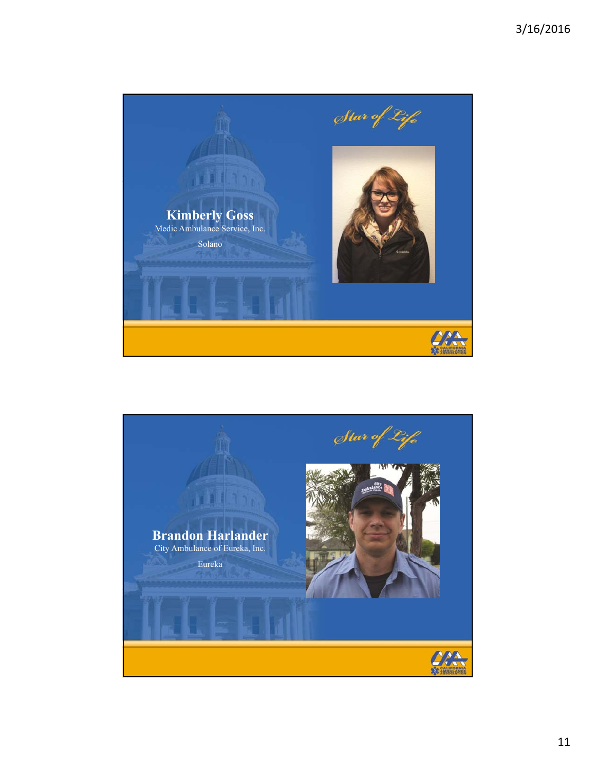*Star of Life*

**Kimberly Goss**

Medic Ambulance Service, Inc.

Solano

*Star of Life*

**Brandon Harlander**

City Ambulance of Eureka, Inc.

Eureka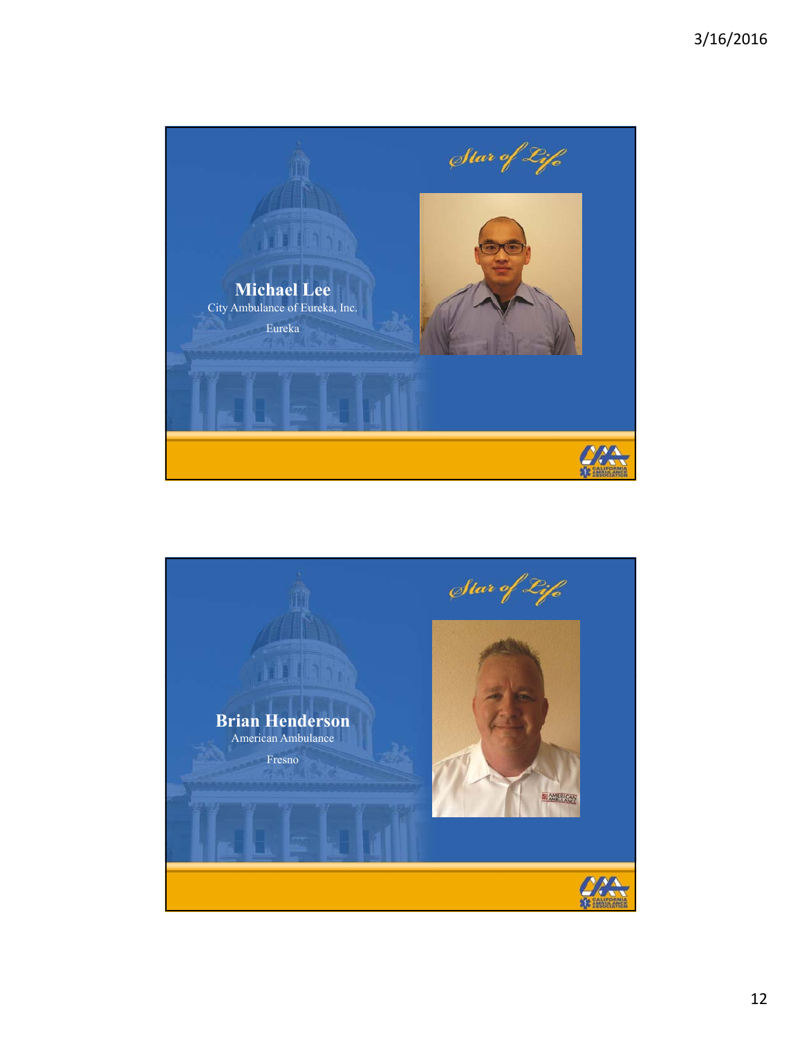Star of Life

**Michael Lee**

City Ambulance of Eureka, Inc.

Eureka

Star of Life

**Brian Henderson**

American Ambulance

Fresno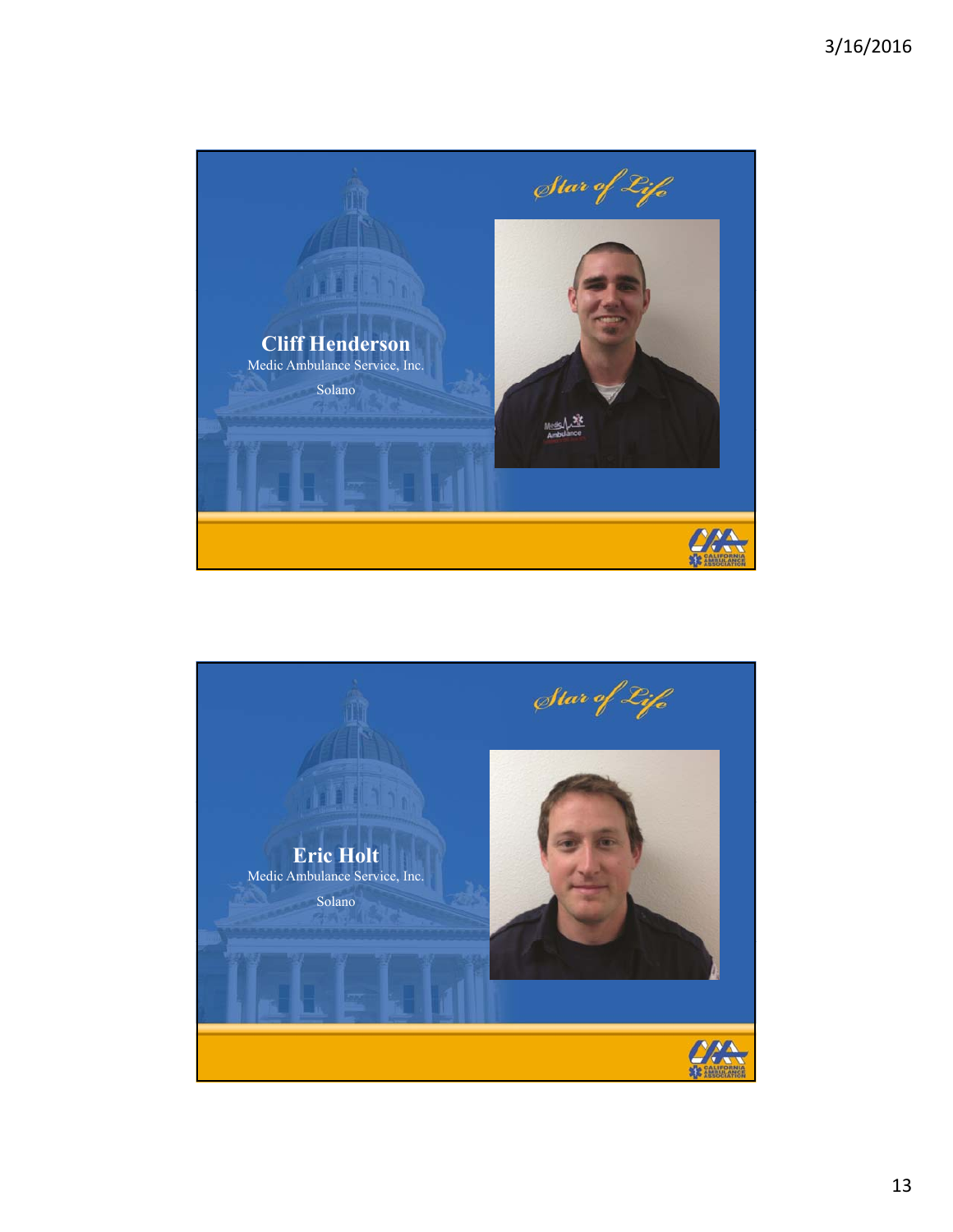*Star of Life*

**Cliff Henderson**

Medic Ambulance Service, Inc.

Solano

*Star of Life*

**Eric Holt**

Medic Ambulance Service, Inc.

Solano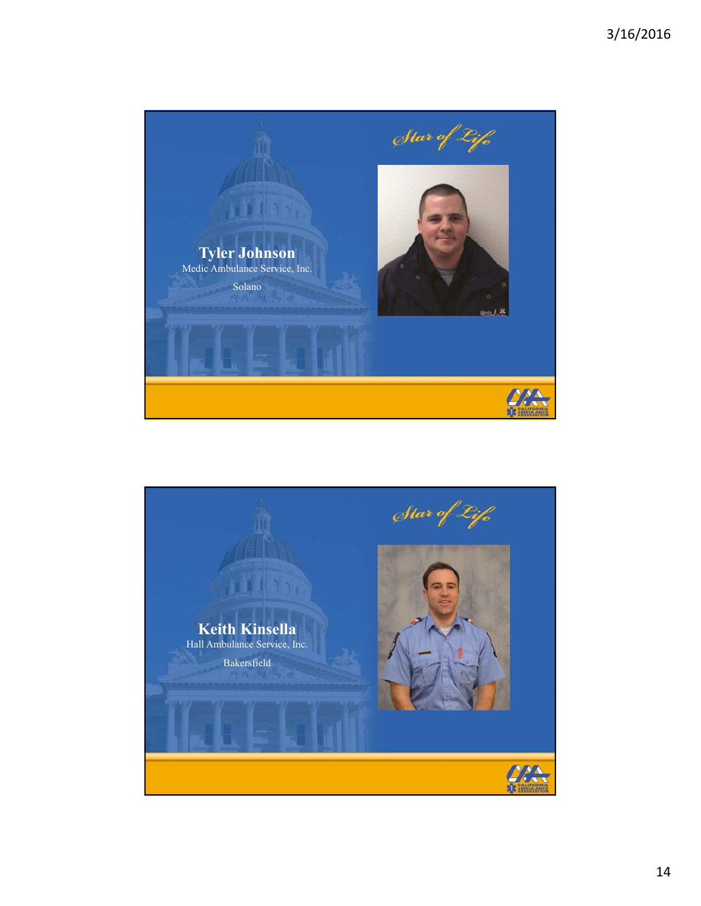Star of Life

**Tyler Johnson**

Medic Ambulance Service, Inc.

Solano

Star of Life

**Keith Kinsella**

Hall Ambulance Service, Inc.

Bakersfield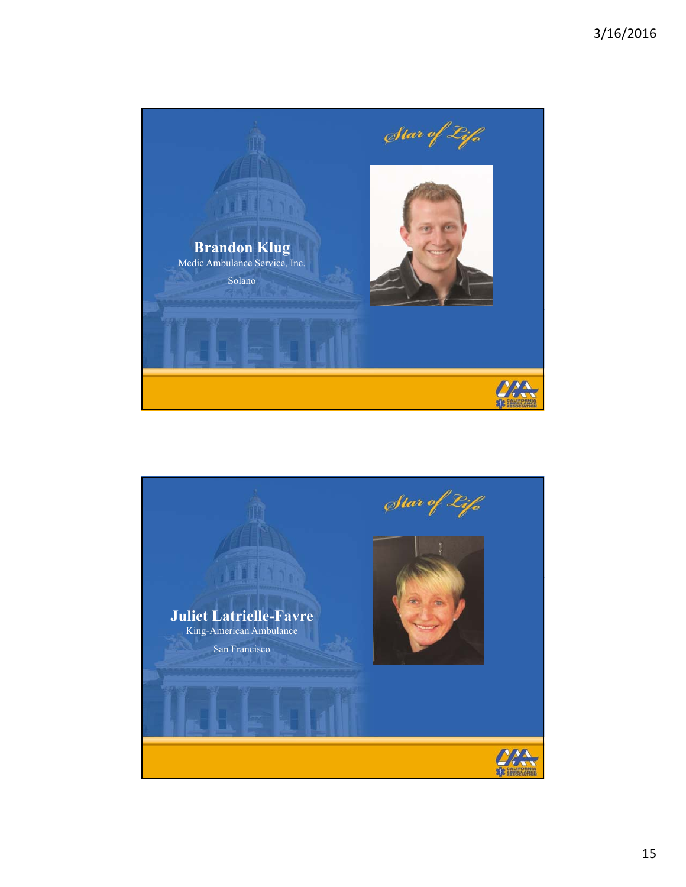Star of Life

**Brandon Klug**

Medic Ambulance Service, Inc.

Solano

Star of Life

**Juliet Latrielle-Favre**

King-American Ambulance

San Francisco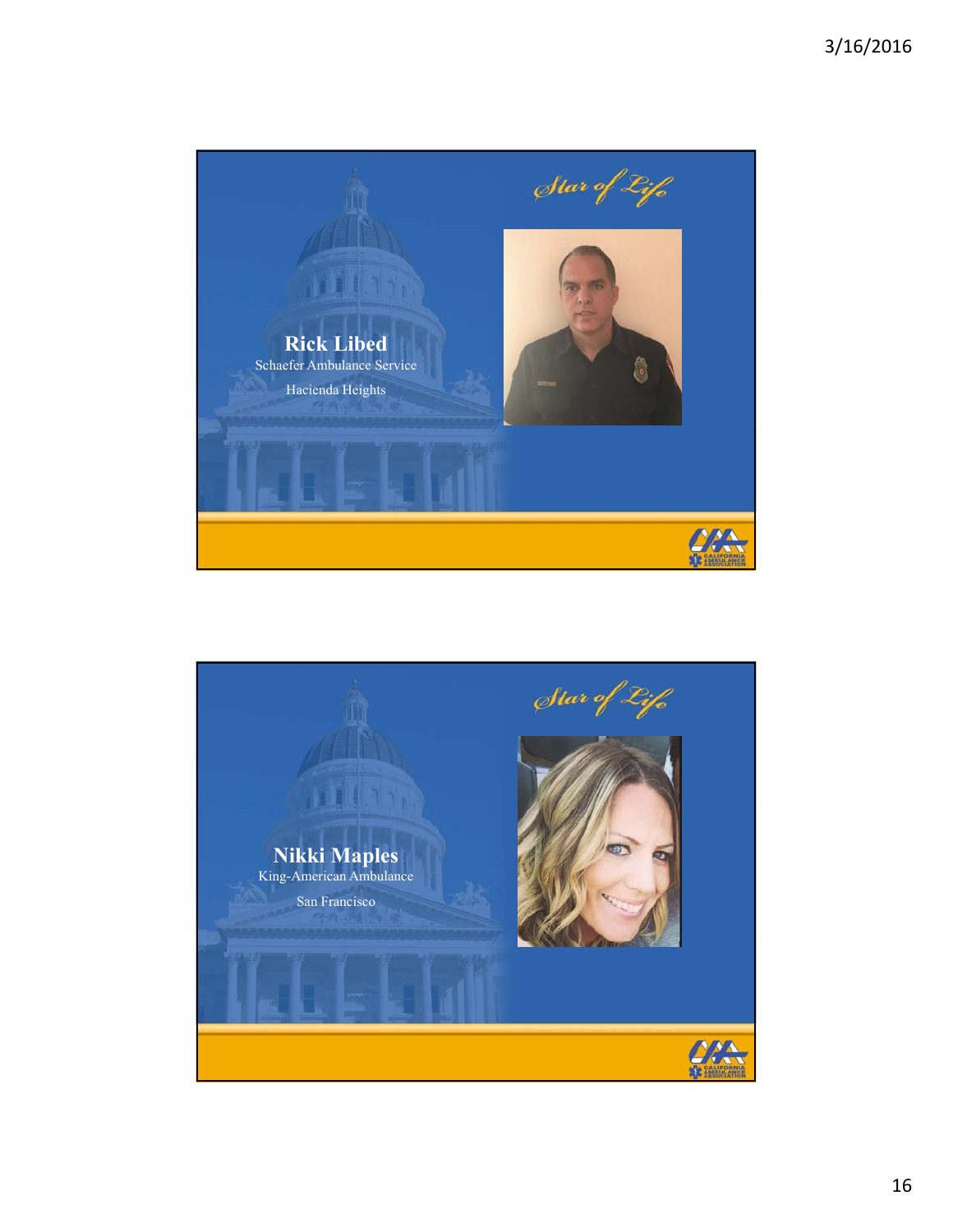Star of Life

**Rick Libed**

Schaefer Ambulance Service

Hacienda Heights

Star of Life

**Nikki Maples**

King-American Ambulance

San Francisco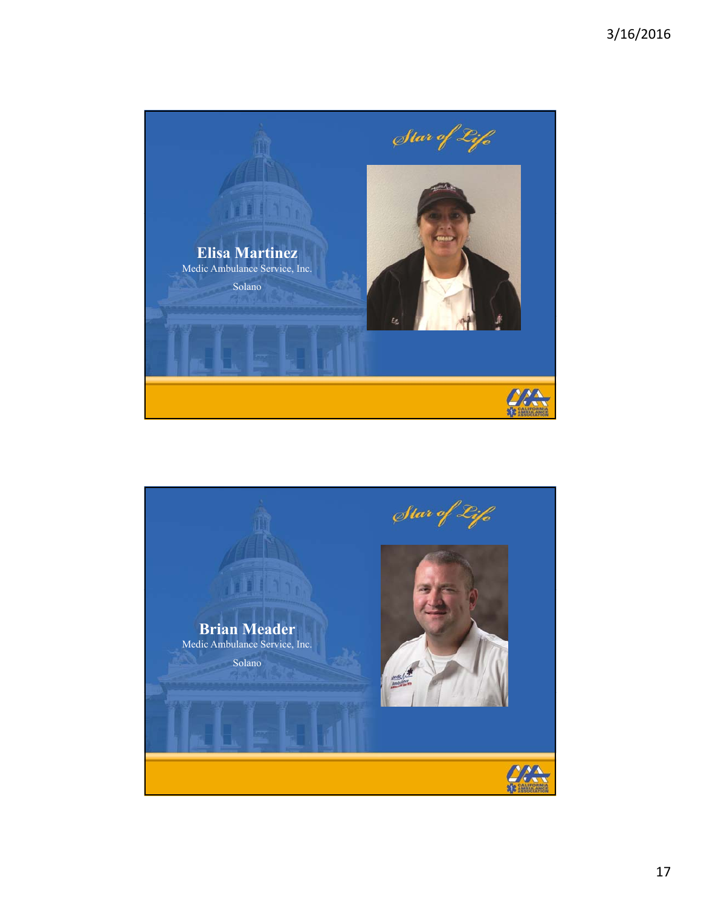Star of Life

**Elisa Martinez**

Medic Ambulance Service, Inc.

Solano

Star of Life

**Brian Meader**

Medic Ambulance Service, Inc.

Solano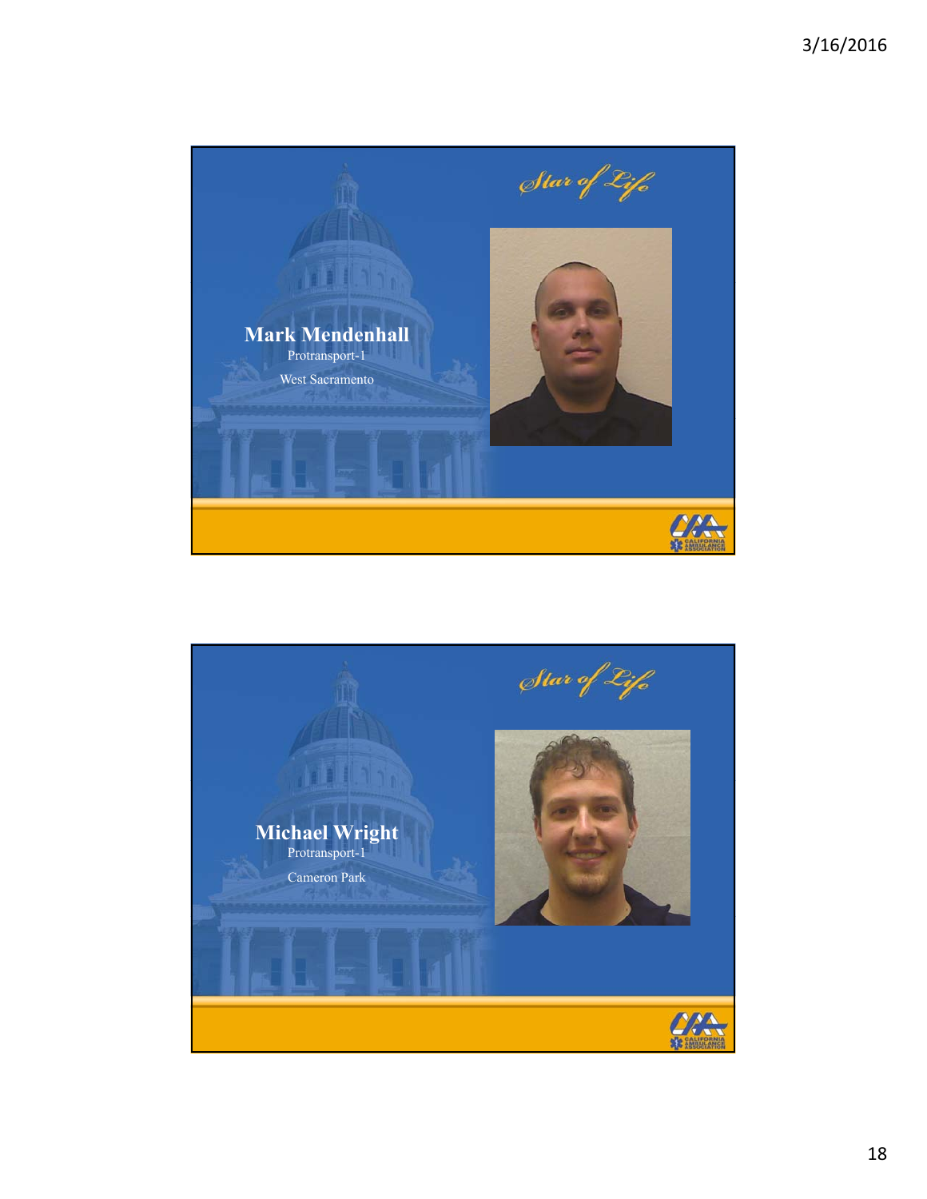*Star of Life*

**Mark Mendenhall**

Protransport-1

West Sacramento

*Star of Life*

**Michael Wright**

Protransport-1

Cameron Park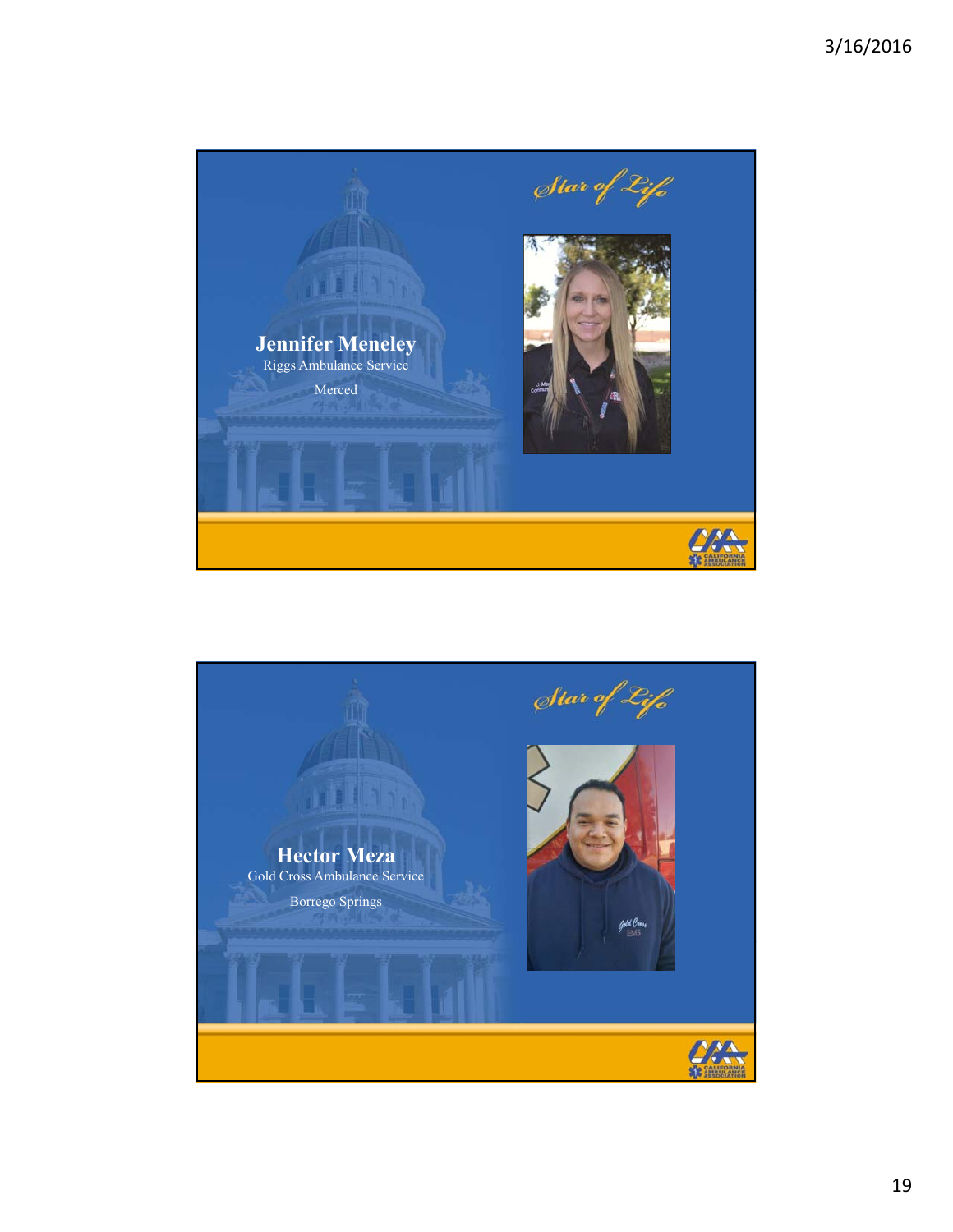Star of Life

**Jennifer Meneley**

Riggs Ambulance Service

Merced

Star of Life

**Hector Meza**

Gold Cross Ambulance Service

Borrego Springs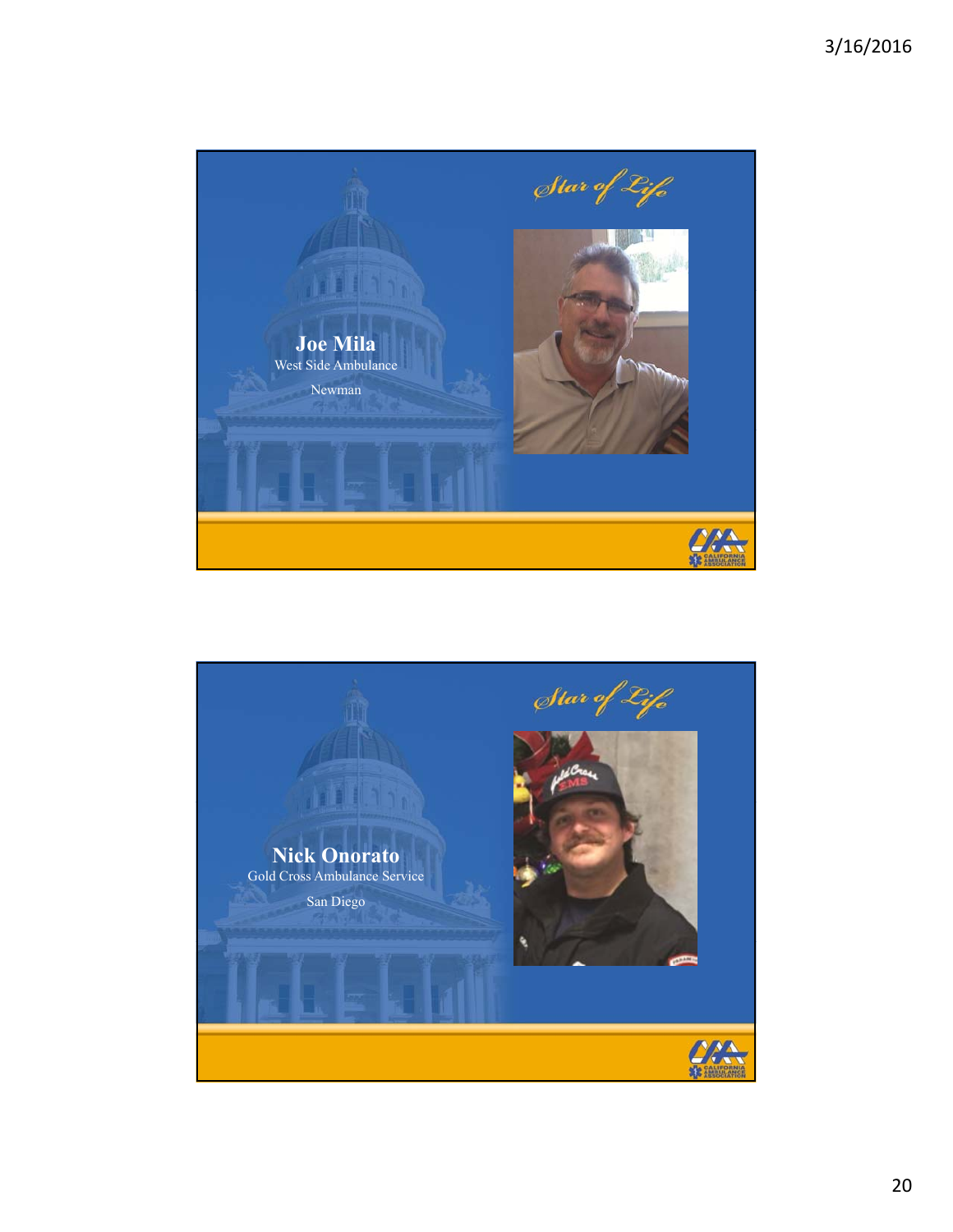Star of Life

**Joe Mila**

West Side Ambulance

Newman

Star of Life

**Nick Onorato**

Gold Cross Ambulance Service

San Diego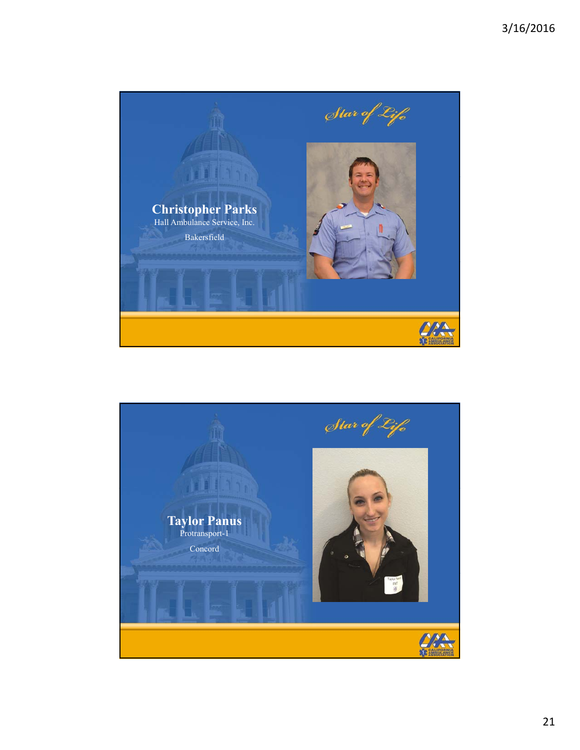*Star of Life*

**Christopher Parks**

Hall Ambulance Service, Inc.

Bakersfield

*Star of Life*

**Taylor Panus**

Protransport-1

Concord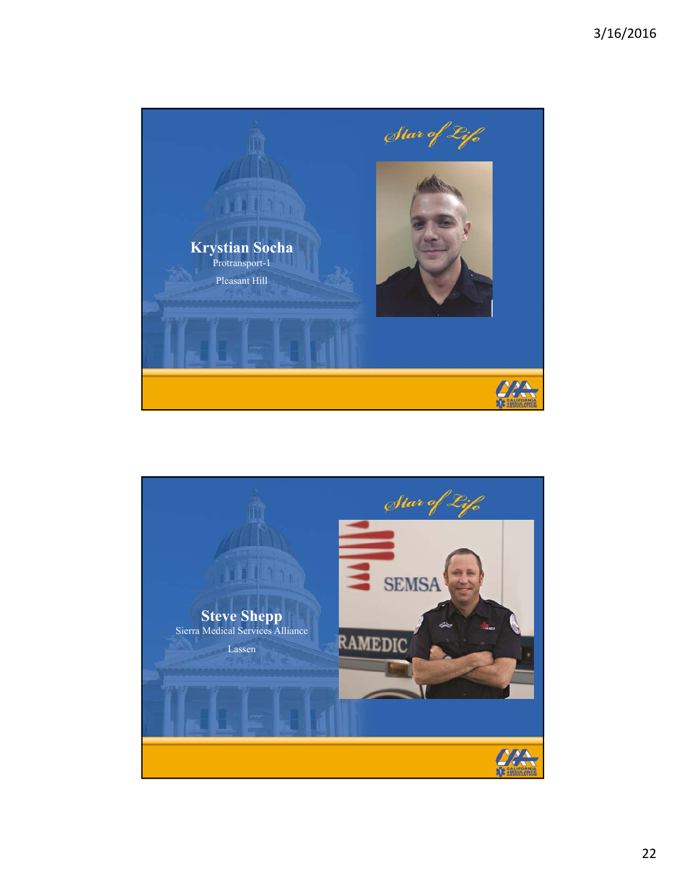*Star of Life*

**Krystian Socha**

Protransport-1

Pleasant Hill

*Star of Life*

**Steve Shepp**

Sierra Medical Services Alliance

Lassen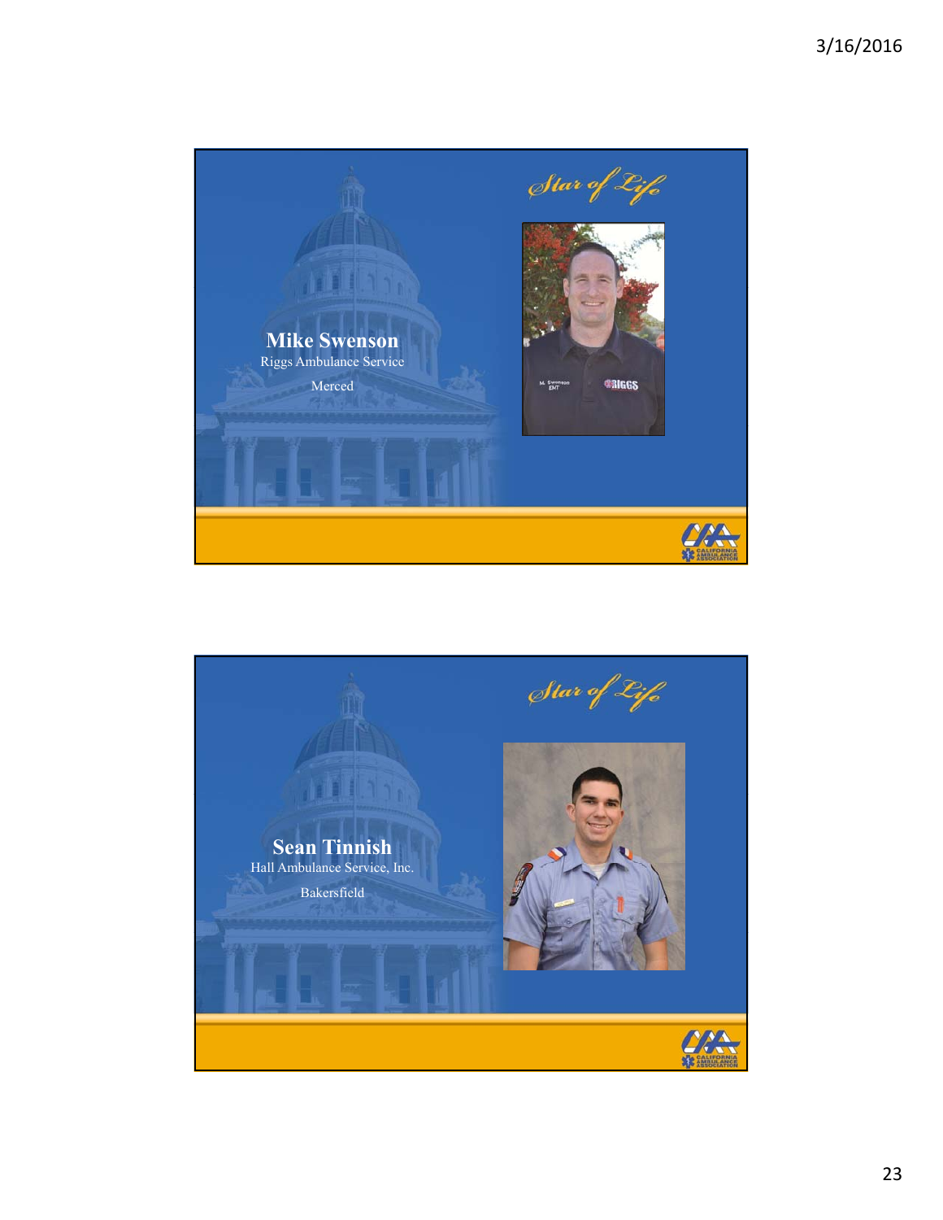*Star of Life*

**Mike Swenson**

Riggs Ambulance Service

Merced

*Star of Life*

**Sean Tinnish**

Hall Ambulance Service, Inc.

Bakersfield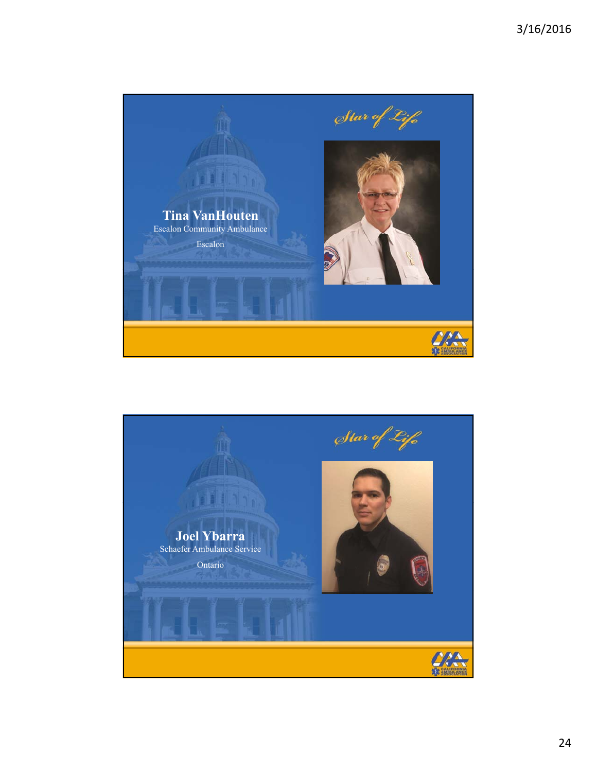Star of Life

**Tina VanHouten**
Escalon Community Ambulance
Escalon

Star of Life

**Joel Ybarra**
Schaefer Ambulance Service
Ontario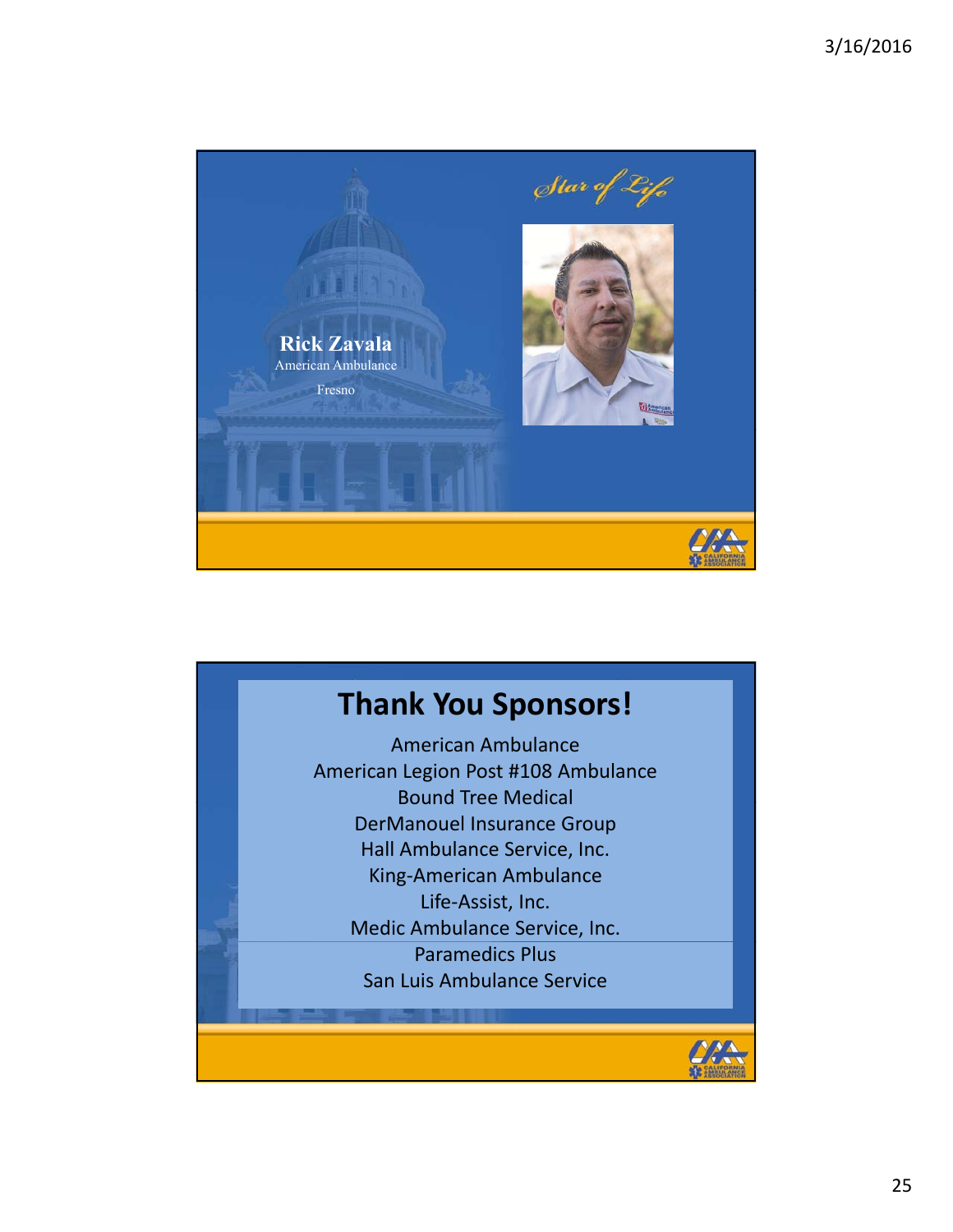Star of Life

**Rick Zavala**
American Ambulance
Fresno

# Thank You Sponsors!

American Ambulance
American Legion Post #108 Ambulance
Bound Tree Medical
DerManouel Insurance Group
Hall Ambulance Service, Inc.
King-American Ambulance
Life-Assist, Inc.
Medic Ambulance Service, Inc.
Paramedics Plus
San Luis Ambulance Service